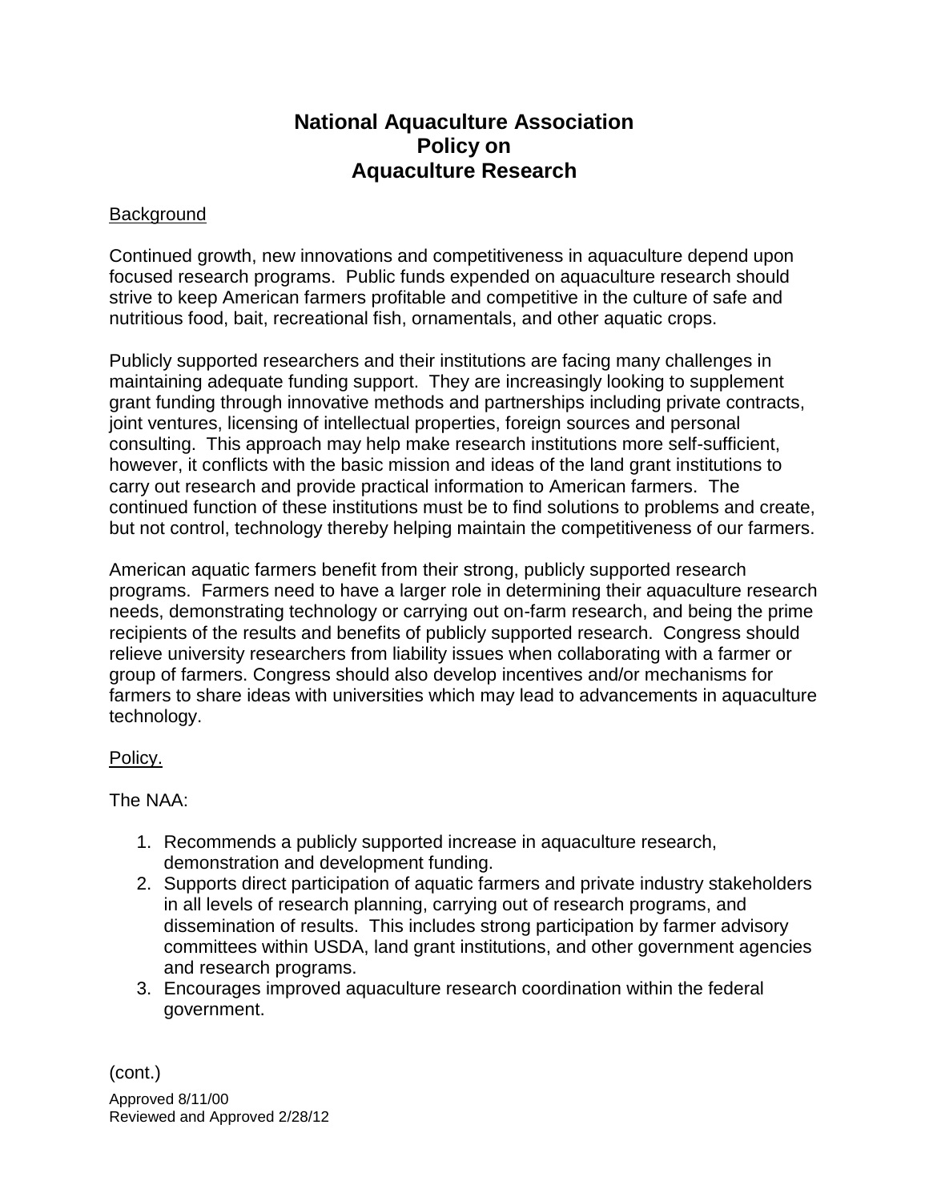# National Aquaculture Association Policy on Aquaculture Research

Background

Continued growth, new innovations and competitiveness in aquaculture depend upon focused research programs. Public funds expended on aquaculture research should strive to keep American farmers profitable and competitive in the culture of safe and nutritious food, bait, recreational fish, ornamentals, and other aquatic crops.

Publicly supported researchers and their institutions are facing many challenges in maintaining adequate funding support. They are increasingly looking to supplement grant funding through innovative methods and partnerships including private contracts, joint ventures, licensing of intellectual properties, foreign sources and personal consulting. This approach may help make research institutions more self-sufficient, however, it conflicts with the basic mission and ideas of the land grant institutions to carry out research and provide practical information to American farmers. The continued function of these institutions must be to find solutions to problems and create, but not control, technology thereby helping maintain the competitiveness of our farmers.

American aquatic farmers benefit from their strong, publicly supported research programs. Farmers need to have a larger role in determining their aquaculture research needs, demonstrating technology or carrying out on-farm research, and being the prime recipients of the results and benefits of publicly supported research. Congress should relieve university researchers from liability issues when collaborating with a farmer or group of farmers. Congress should also develop incentives and/or mechanisms for farmers to share ideas with universities which may lead to advancements in aquaculture technology.

Policy.

The NAA:

1. Recommends a publicly supported increase in aquaculture research, demonstration and development funding.
2. Supports direct participation of aquatic farmers and private industry stakeholders in all levels of research planning, carrying out of research programs, and dissemination of results. This includes strong participation by farmer advisory committees within USDA, land grant institutions, and other government agencies and research programs.
3. Encourages improved aquaculture research coordination within the federal government.

(cont.)

Approved 8/11/00
Reviewed and Approved 2/28/12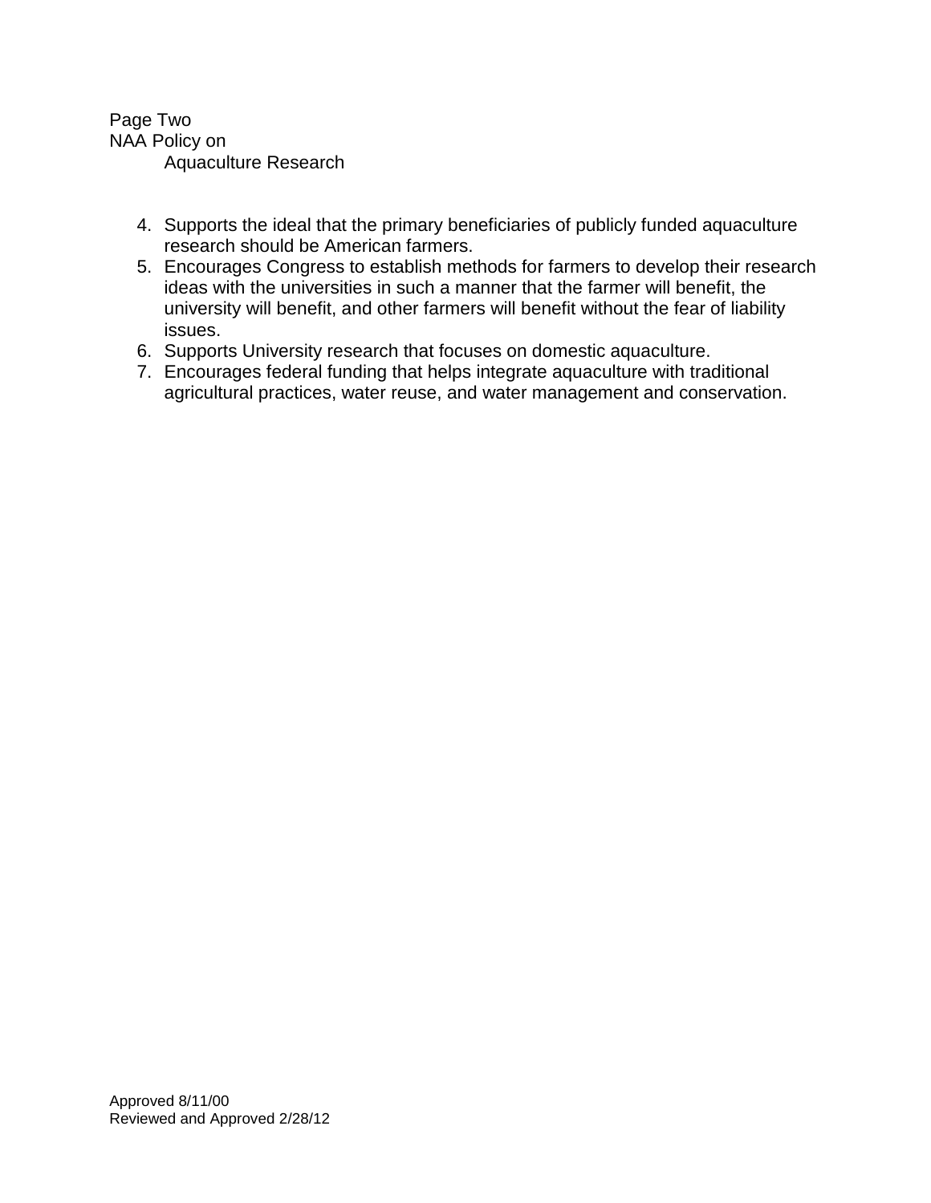4. Supports the ideal that the primary beneficiaries of publicly funded aquaculture research should be American farmers.
5. Encourages Congress to establish methods for farmers to develop their research ideas with the universities in such a manner that the farmer will benefit, the university will benefit, and other farmers will benefit without the fear of liability issues.
6. Supports University research that focuses on domestic aquaculture.
7. Encourages federal funding that helps integrate aquaculture with traditional agricultural practices, water reuse, and water management and conservation.

Approved 8/11/00
Reviewed and Approved 2/28/12